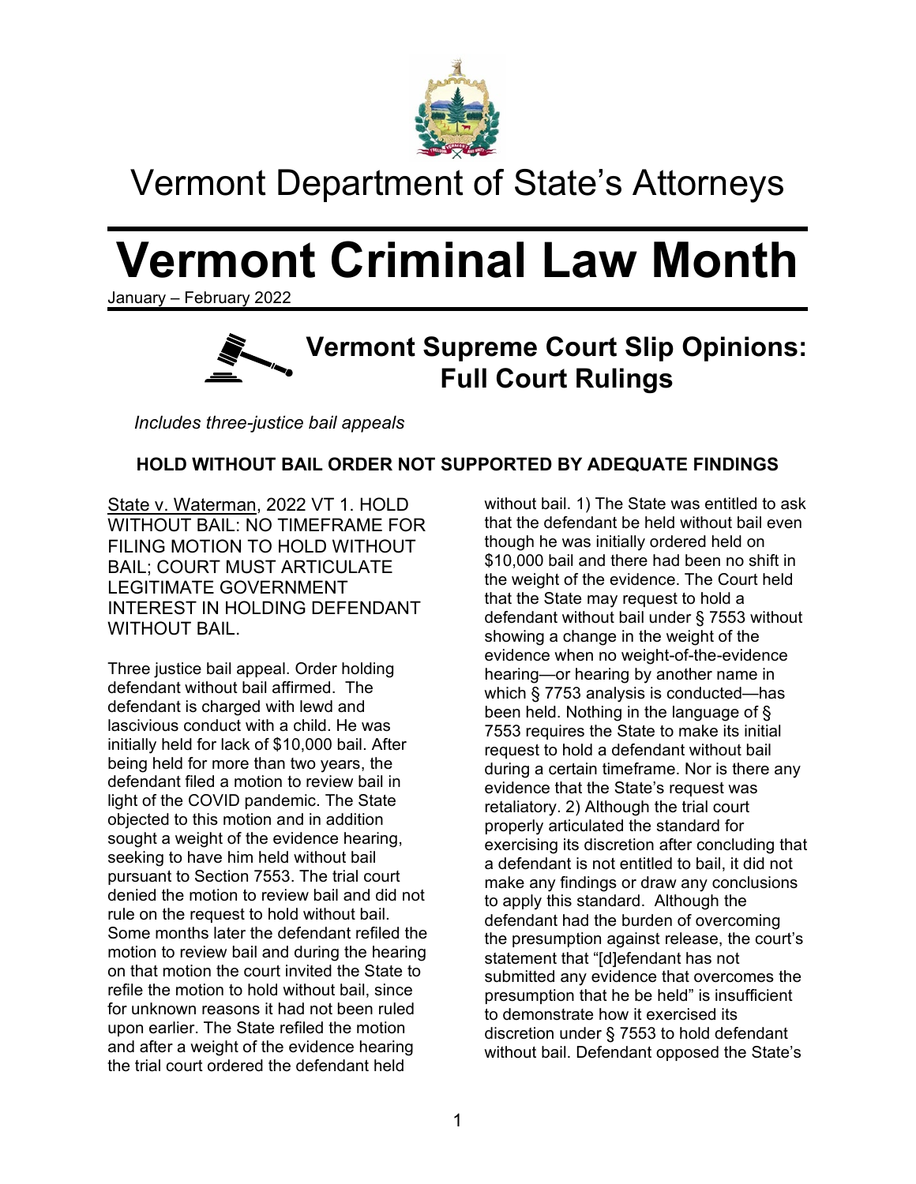# Vermont Department of State's Attorneys

# Vermont Criminal Law Month

January – February 2022

## Vermont Supreme Court Slip Opinions: Full Court Rulings

*Includes three-justice bail appeals*

### HOLD WITHOUT BAIL ORDER NOT SUPPORTED BY ADEQUATE FINDINGS

State v. Waterman, 2022 VT 1. HOLD WITHOUT BAIL: NO TIMEFRAME FOR FILING MOTION TO HOLD WITHOUT BAIL; COURT MUST ARTICULATE LEGITIMATE GOVERNMENT INTEREST IN HOLDING DEFENDANT WITHOUT BAIL.

Three justice bail appeal. Order holding defendant without bail affirmed. The defendant is charged with lewd and lascivious conduct with a child. He was initially held for lack of $10,000 bail. After being held for more than two years, the defendant filed a motion to review bail in light of the COVID pandemic. The State objected to this motion and in addition sought a weight of the evidence hearing, seeking to have him held without bail pursuant to Section 7553. The trial court denied the motion to review bail and did not rule on the request to hold without bail. Some months later the defendant refiled the motion to review bail and during the hearing on that motion the court invited the State to refile the motion to hold without bail, since for unknown reasons it had not been ruled upon earlier. The State refiled the motion and after a weight of the evidence hearing the trial court ordered the defendant held without bail. 1) The State was entitled to ask that the defendant be held without bail even though he was initially ordered held on $10,000 bail and there had been no shift in the weight of the evidence. The Court held that the State may request to hold a defendant without bail under § 7553 without showing a change in the weight of the evidence when no weight-of-the-evidence hearing—or hearing by another name in which § 7553 analysis is conducted—has been held. Nothing in the language of § 7553 requires the State to make its initial request to hold a defendant without bail during a certain timeframe. Nor is there any evidence that the State's request was retaliatory. 2) Although the trial court properly articulated the standard for exercising its discretion after concluding that a defendant is not entitled to bail, it did not make any findings or draw any conclusions to apply this standard. Although the defendant had the burden of overcoming the presumption against release, the court's statement that "[d]efendant has not submitted any evidence that overcomes the presumption that he be held" is insufficient to demonstrate how it exercised its discretion under § 7553 to hold defendant without bail. Defendant opposed the State's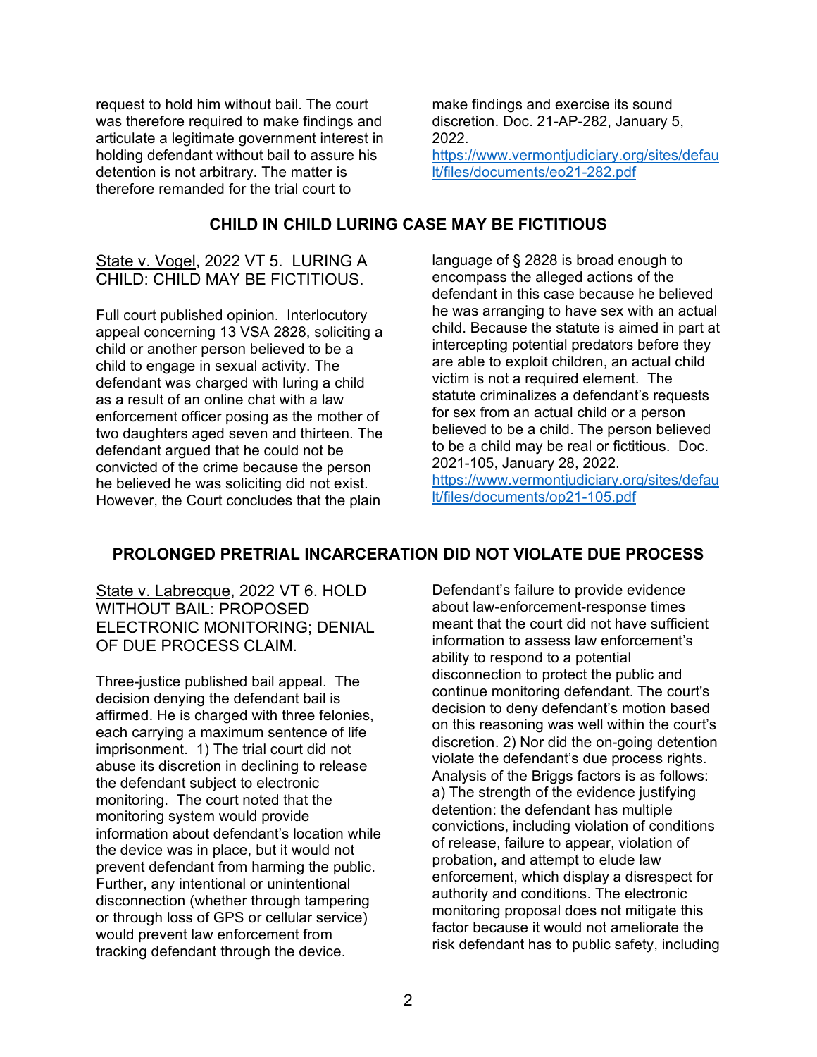request to hold him without bail. The court was therefore required to make findings and articulate a legitimate government interest in holding defendant without bail to assure his detention is not arbitrary. The matter is therefore remanded for the trial court to make findings and exercise its sound discretion. Doc. 21-AP-282, January 5, 2022. https://www.vermontjudiciary.org/sites/default/files/documents/eo21-282.pdf

## CHILD IN CHILD LURING CASE MAY BE FICTITIOUS

State v. Vogel, 2022 VT 5. LURING A CHILD: CHILD MAY BE FICTITIOUS.

Full court published opinion. Interlocutory appeal concerning 13 VSA 2828, soliciting a child or another person believed to be a child to engage in sexual activity. The defendant was charged with luring a child as a result of an online chat with a law enforcement officer posing as the mother of two daughters aged seven and thirteen. The defendant argued that he could not be convicted of the crime because the person he believed he was soliciting did not exist. However, the Court concludes that the plain language of § 2828 is broad enough to encompass the alleged actions of the defendant in this case because he believed he was arranging to have sex with an actual child. Because the statute is aimed in part at intercepting potential predators before they are able to exploit children, an actual child victim is not a required element. The statute criminalizes a defendant's requests for sex from an actual child or a person believed to be a child. The person believed to be a child may be real or fictitious. Doc. 2021-105, January 28, 2022. https://www.vermontjudiciary.org/sites/default/files/documents/op21-105.pdf

## PROLONGED PRETRIAL INCARCERATION DID NOT VIOLATE DUE PROCESS

State v. Labrecque, 2022 VT 6. HOLD WITHOUT BAIL: PROPOSED ELECTRONIC MONITORING; DENIAL OF DUE PROCESS CLAIM.

Three-justice published bail appeal. The decision denying the defendant bail is affirmed. He is charged with three felonies, each carrying a maximum sentence of life imprisonment. 1) The trial court did not abuse its discretion in declining to release the defendant subject to electronic monitoring. The court noted that the monitoring system would provide information about defendant's location while the device was in place, but it would not prevent defendant from harming the public. Further, any intentional or unintentional disconnection (whether through tampering or through loss of GPS or cellular service) would prevent law enforcement from tracking defendant through the device. Defendant's failure to provide evidence about law-enforcement-response times meant that the court did not have sufficient information to assess law enforcement's ability to respond to a potential disconnection to protect the public and continue monitoring defendant. The court's decision to deny defendant's motion based on this reasoning was well within the court's discretion. 2) Nor did the on-going detention violate the defendant's due process rights. Analysis of the Briggs factors is as follows: a) The strength of the evidence justifying detention: the defendant has multiple convictions, including violation of conditions of release, failure to appear, violation of probation, and attempt to elude law enforcement, which display a disrespect for authority and conditions. The electronic monitoring proposal does not mitigate this factor because it would not ameliorate the risk defendant has to public safety, including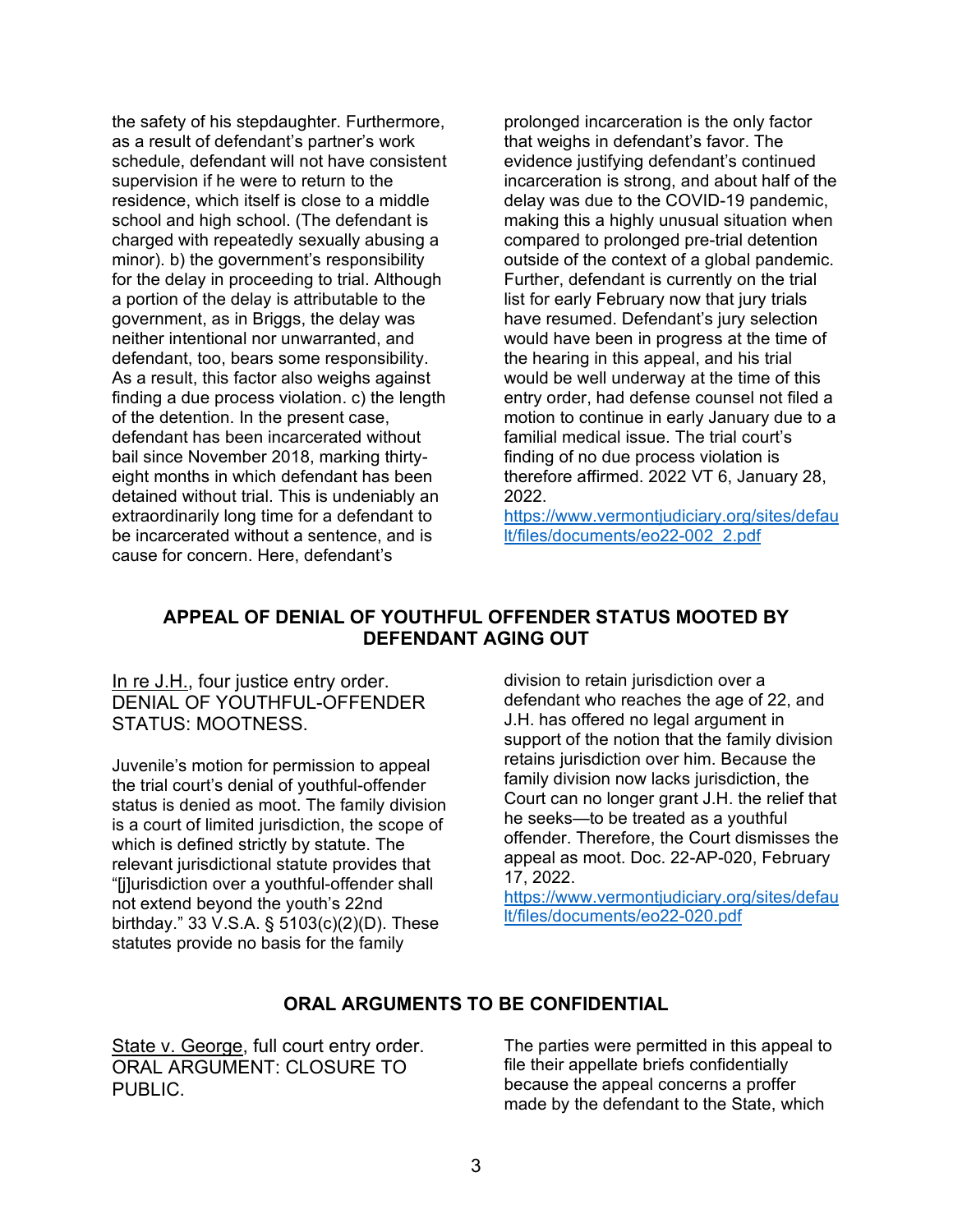the safety of his stepdaughter. Furthermore, as a result of defendant's partner's work schedule, defendant will not have consistent supervision if he were to return to the residence, which itself is close to a middle school and high school. (The defendant is charged with repeatedly sexually abusing a minor). b) the government's responsibility for the delay in proceeding to trial. Although a portion of the delay is attributable to the government, as in Briggs, the delay was neither intentional nor unwarranted, and defendant, too, bears some responsibility. As a result, this factor also weighs against finding a due process violation. c) the length of the detention. In the present case, defendant has been incarcerated without bail since November 2018, marking thirty-eight months in which defendant has been detained without trial. This is undeniably an extraordinarily long time for a defendant to be incarcerated without a sentence, and is cause for concern. Here, defendant's prolonged incarceration is the only factor that weighs in defendant's favor. The evidence justifying defendant's continued incarceration is strong, and about half of the delay was due to the COVID-19 pandemic, making this a highly unusual situation when compared to prolonged pre-trial detention outside of the context of a global pandemic. Further, defendant is currently on the trial list for early February now that jury trials have resumed. Defendant's jury selection would have been in progress at the time of the hearing in this appeal, and his trial would be well underway at the time of this entry order, had defense counsel not filed a motion to continue in early January due to a familial medical issue. The trial court's finding of no due process violation is therefore affirmed. 2022 VT 6, January 28, 2022.
https://www.vermontjudiciary.org/sites/default/files/documents/eo22-002_2.pdf

## APPEAL OF DENIAL OF YOUTHFUL OFFENDER STATUS MOOTED BY DEFENDANT AGING OUT

In re J.H., four justice entry order. DENIAL OF YOUTHFUL-OFFENDER STATUS: MOOTNESS.

Juvenile's motion for permission to appeal the trial court's denial of youthful-offender status is denied as moot. The family division is a court of limited jurisdiction, the scope of which is defined strictly by statute. The relevant jurisdictional statute provides that "[j]urisdiction over a youthful-offender shall not extend beyond the youth's 22nd birthday." 33 V.S.A. § 5103(c)(2)(D). These statutes provide no basis for the family division to retain jurisdiction over a defendant who reaches the age of 22, and J.H. has offered no legal argument in support of the notion that the family division retains jurisdiction over him. Because the family division now lacks jurisdiction, the Court can no longer grant J.H. the relief that he seeks—to be treated as a youthful offender. Therefore, the Court dismisses the appeal as moot. Doc. 22-AP-020, February 17, 2022.
https://www.vermontjudiciary.org/sites/default/files/documents/eo22-020.pdf

## ORAL ARGUMENTS TO BE CONFIDENTIAL

State v. George, full court entry order. ORAL ARGUMENT: CLOSURE TO PUBLIC.

The parties were permitted in this appeal to file their appellate briefs confidentially because the appeal concerns a proffer made by the defendant to the State, which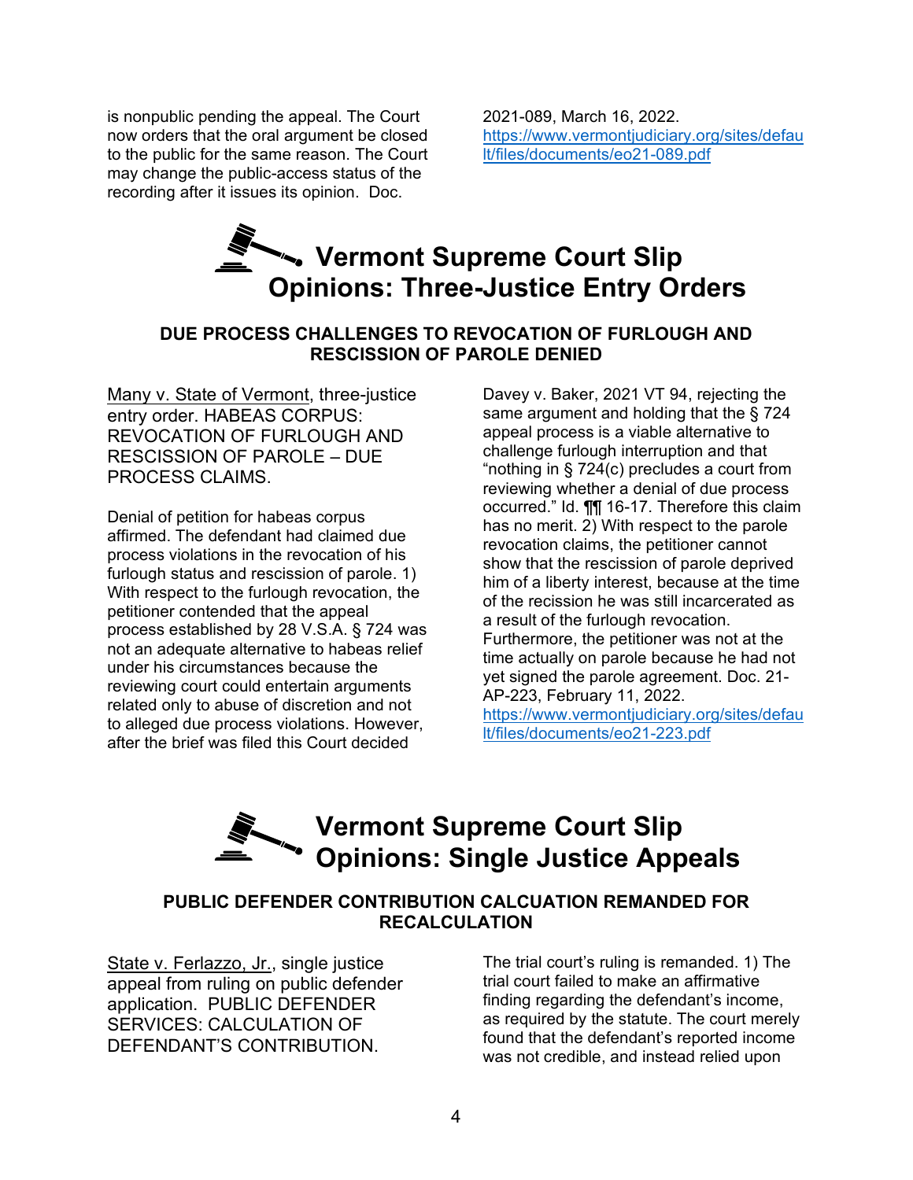is nonpublic pending the appeal. The Court now orders that the oral argument be closed to the public for the same reason. The Court may change the public-access status of the recording after it issues its opinion. Doc. 2021-089, March 16, 2022. https://www.vermontjudiciary.org/sites/default/files/documents/eo21-089.pdf

# Vermont Supreme Court Slip Opinions: Three-Justice Entry Orders

### DUE PROCESS CHALLENGES TO REVOCATION OF FURLOUGH AND RESCISSION OF PAROLE DENIED

Many v. State of Vermont, three-justice entry order. HABEAS CORPUS: REVOCATION OF FURLOUGH AND RESCISSION OF PAROLE – DUE PROCESS CLAIMS.

Denial of petition for habeas corpus affirmed. The defendant had claimed due process violations in the revocation of his furlough status and rescission of parole. 1) With respect to the furlough revocation, the petitioner contended that the appeal process established by 28 V.S.A. § 724 was not an adequate alternative to habeas relief under his circumstances because the reviewing court could entertain arguments related only to abuse of discretion and not to alleged due process violations. However, after the brief was filed this Court decided Davey v. Baker, 2021 VT 94, rejecting the same argument and holding that the § 724 appeal process is a viable alternative to challenge furlough interruption and that "nothing in § 724(c) precludes a court from reviewing whether a denial of due process occurred." Id. ¶¶ 16-17. Therefore this claim has no merit. 2) With respect to the parole revocation claims, the petitioner cannot show that the rescission of parole deprived him of a liberty interest, because at the time of the recission he was still incarcerated as a result of the furlough revocation. Furthermore, the petitioner was not at the time actually on parole because he had not yet signed the parole agreement. Doc. 21-AP-223, February 11, 2022. https://www.vermontjudiciary.org/sites/default/files/documents/eo21-223.pdf

# Vermont Supreme Court Slip Opinions: Single Justice Appeals

### PUBLIC DEFENDER CONTRIBUTION CALCUATION REMANDED FOR RECALCULATION

State v. Ferlazzo, Jr., single justice appeal from ruling on public defender application. PUBLIC DEFENDER SERVICES: CALCULATION OF DEFENDANT'S CONTRIBUTION.

The trial court's ruling is remanded. 1) The trial court failed to make an affirmative finding regarding the defendant's income, as required by the statute. The court merely found that the defendant's reported income was not credible, and instead relied upon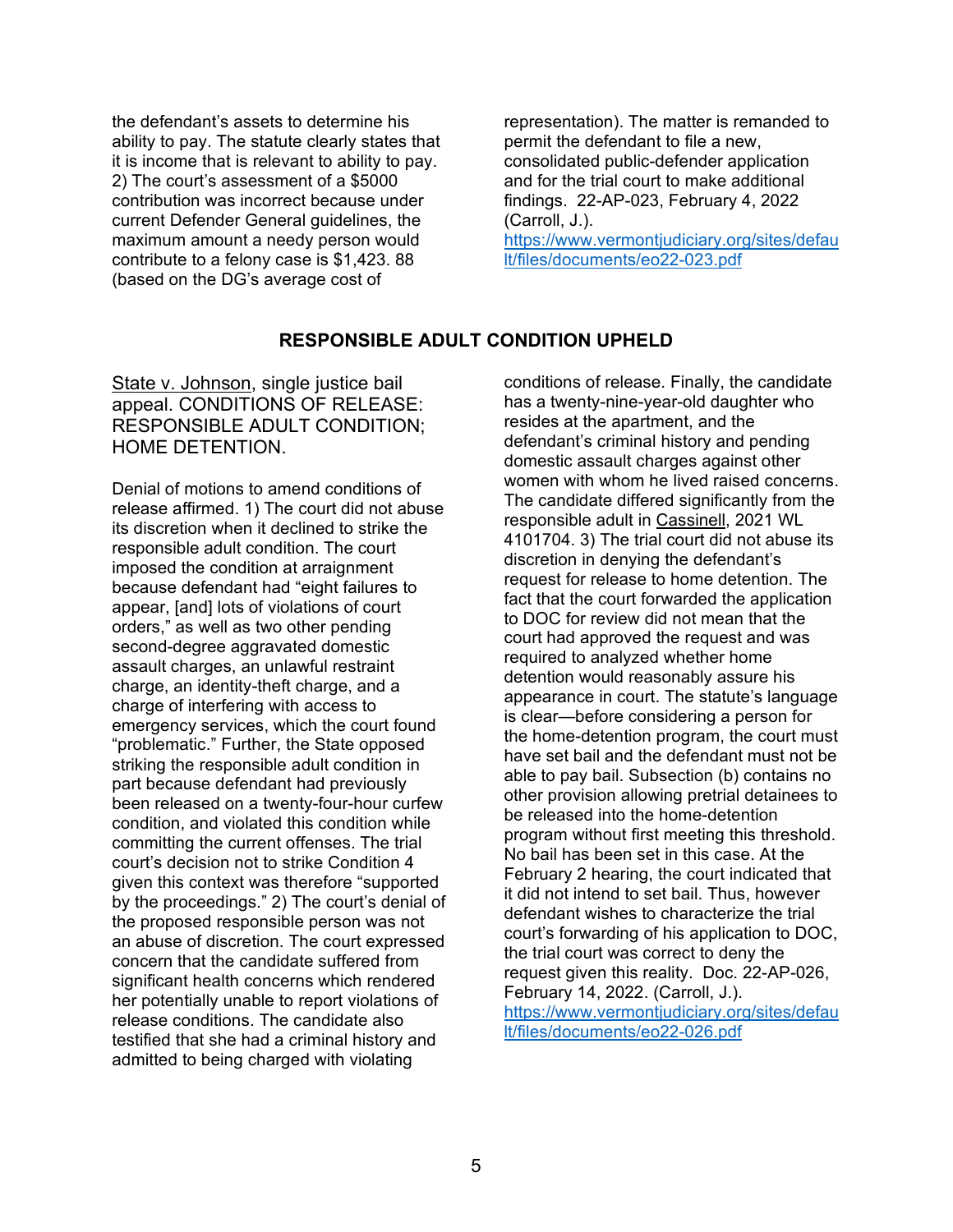the defendant's assets to determine his ability to pay. The statute clearly states that it is income that is relevant to ability to pay. 2) The court's assessment of a $5000 contribution was incorrect because under current Defender General guidelines, the maximum amount a needy person would contribute to a felony case is $1,423. 88 (based on the DG's average cost of representation). The matter is remanded to permit the defendant to file a new, consolidated public-defender application and for the trial court to make additional findings. 22-AP-023, February 4, 2022 (Carroll, J.).
https://www.vermontjudiciary.org/sites/default/files/documents/eo22-023.pdf

## RESPONSIBLE ADULT CONDITION UPHELD

State v. Johnson, single justice bail appeal. CONDITIONS OF RELEASE: RESPONSIBLE ADULT CONDITION; HOME DETENTION.

Denial of motions to amend conditions of release affirmed. 1) The court did not abuse its discretion when it declined to strike the responsible adult condition. The court imposed the condition at arraignment because defendant had "eight failures to appear, [and] lots of violations of court orders," as well as two other pending second-degree aggravated domestic assault charges, an unlawful restraint charge, an identity-theft charge, and a charge of interfering with access to emergency services, which the court found "problematic." Further, the State opposed striking the responsible adult condition in part because defendant had previously been released on a twenty-four-hour curfew condition, and violated this condition while committing the current offenses. The trial court's decision not to strike Condition 4 given this context was therefore "supported by the proceedings." 2) The court's denial of the proposed responsible person was not an abuse of discretion. The court expressed concern that the candidate suffered from significant health concerns which rendered her potentially unable to report violations of release conditions. The candidate also testified that she had a criminal history and admitted to being charged with violating conditions of release. Finally, the candidate has a twenty-nine-year-old daughter who resides at the apartment, and the defendant's criminal history and pending domestic assault charges against other women with whom he lived raised concerns. The candidate differed significantly from the responsible adult in Cassinell, 2021 WL 4101704. 3) The trial court did not abuse its discretion in denying the defendant's request for release to home detention. The fact that the court forwarded the application to DOC for review did not mean that the court had approved the request and was required to analyzed whether home detention would reasonably assure his appearance in court. The statute's language is clear—before considering a person for the home-detention program, the court must have set bail and the defendant must not be able to pay bail. Subsection (b) contains no other provision allowing pretrial detainees to be released into the home-detention program without first meeting this threshold. No bail has been set in this case. At the February 2 hearing, the court indicated that it did not intend to set bail. Thus, however defendant wishes to characterize the trial court's forwarding of his application to DOC, the trial court was correct to deny the request given this reality. Doc. 22-AP-026, February 14, 2022. (Carroll, J.).
https://www.vermontjudiciary.org/sites/default/files/documents/eo22-026.pdf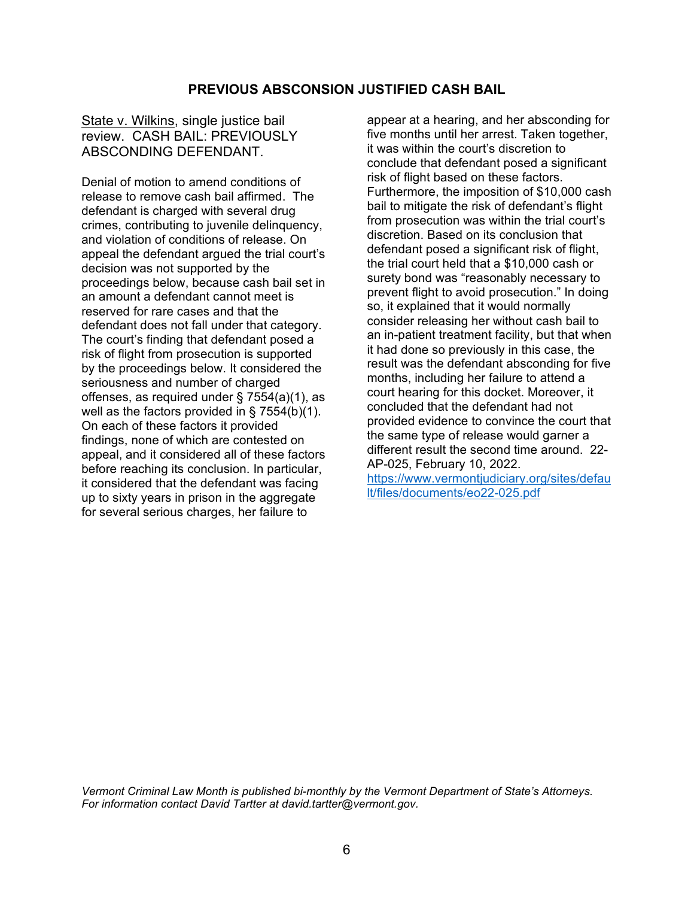## PREVIOUS ABSCONSION JUSTIFIED CASH BAIL

State v. Wilkins, single justice bail review. CASH BAIL: PREVIOUSLY ABSCONDING DEFENDANT.

Denial of motion to amend conditions of release to remove cash bail affirmed. The defendant is charged with several drug crimes, contributing to juvenile delinquency, and violation of conditions of release. On appeal the defendant argued the trial court's decision was not supported by the proceedings below, because cash bail set in an amount a defendant cannot meet is reserved for rare cases and that the defendant does not fall under that category. The court's finding that defendant posed a risk of flight from prosecution is supported by the proceedings below. It considered the seriousness and number of charged offenses, as required under § 7554(a)(1), as well as the factors provided in § 7554(b)(1). On each of these factors it provided findings, none of which are contested on appeal, and it considered all of these factors before reaching its conclusion. In particular, it considered that the defendant was facing up to sixty years in prison in the aggregate for several serious charges, her failure to appear at a hearing, and her absconding for five months until her arrest. Taken together, it was within the court's discretion to conclude that defendant posed a significant risk of flight based on these factors. Furthermore, the imposition of $10,000 cash bail to mitigate the risk of defendant's flight from prosecution was within the trial court's discretion. Based on its conclusion that defendant posed a significant risk of flight, the trial court held that a $10,000 cash or surety bond was "reasonably necessary to prevent flight to avoid prosecution." In doing so, it explained that it would normally consider releasing her without cash bail to an in-patient treatment facility, but that when it had done so previously in this case, the result was the defendant absconding for five months, including her failure to attend a court hearing for this docket. Moreover, it concluded that the defendant had not provided evidence to convince the court that the same type of release would garner a different result the second time around. 22-AP-025, February 10, 2022.
https://www.vermontjudiciary.org/sites/default/files/documents/eo22-025.pdf

*Vermont Criminal Law Month is published bi-monthly by the Vermont Department of State's Attorneys. For information contact David Tartter at david.tartter@vermont.gov.*